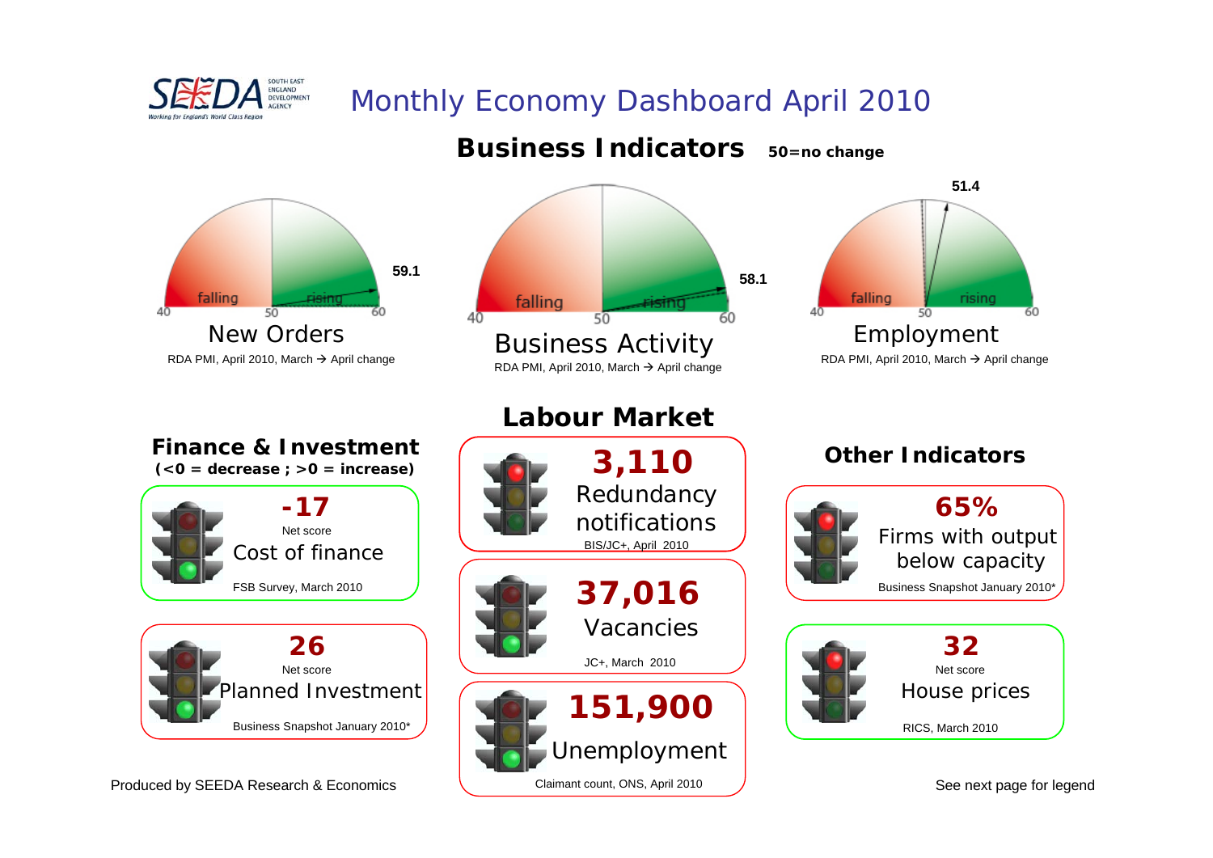SEEDA SOUTH EAST ENGLAND DEVELOPMENT AGENCY

*Working for England's World Class Region*

# Monthly Economy Dashboard April 2010

## Business Indicators

**50=no change**

### New Orders

40 falling 50 rising 60

**59.1**

RDA PMI, April 2010, March → April change

### Business Activity

40 falling 50 rising 60

**58.1**

RDA PMI, April 2010, March → April change

### Employment

40 falling 50 rising 60

**51.4**

RDA PMI, April 2010, March → April change

## Finance & Investment

**(<0 = decrease ; >0 = increase)**

**-17**
Net score
Cost of finance
FSB Survey, March 2010

**26**
Net score
Planned Investment
Business Snapshot January 2010*

## Labour Market

**3,110**
Redundancy notifications
BIS/JC+, April 2010

**37,016**
Vacancies
JC+, March 2010

**151,900**
Unemployment
Claimant count, ONS, April 2010

## Other Indicators

**65%**
Firms with output below capacity
Business Snapshot January 2010*

**32**
Net score
House prices
RICS, March 2010

Produced by SEEDA Research & Economics

See next page for legend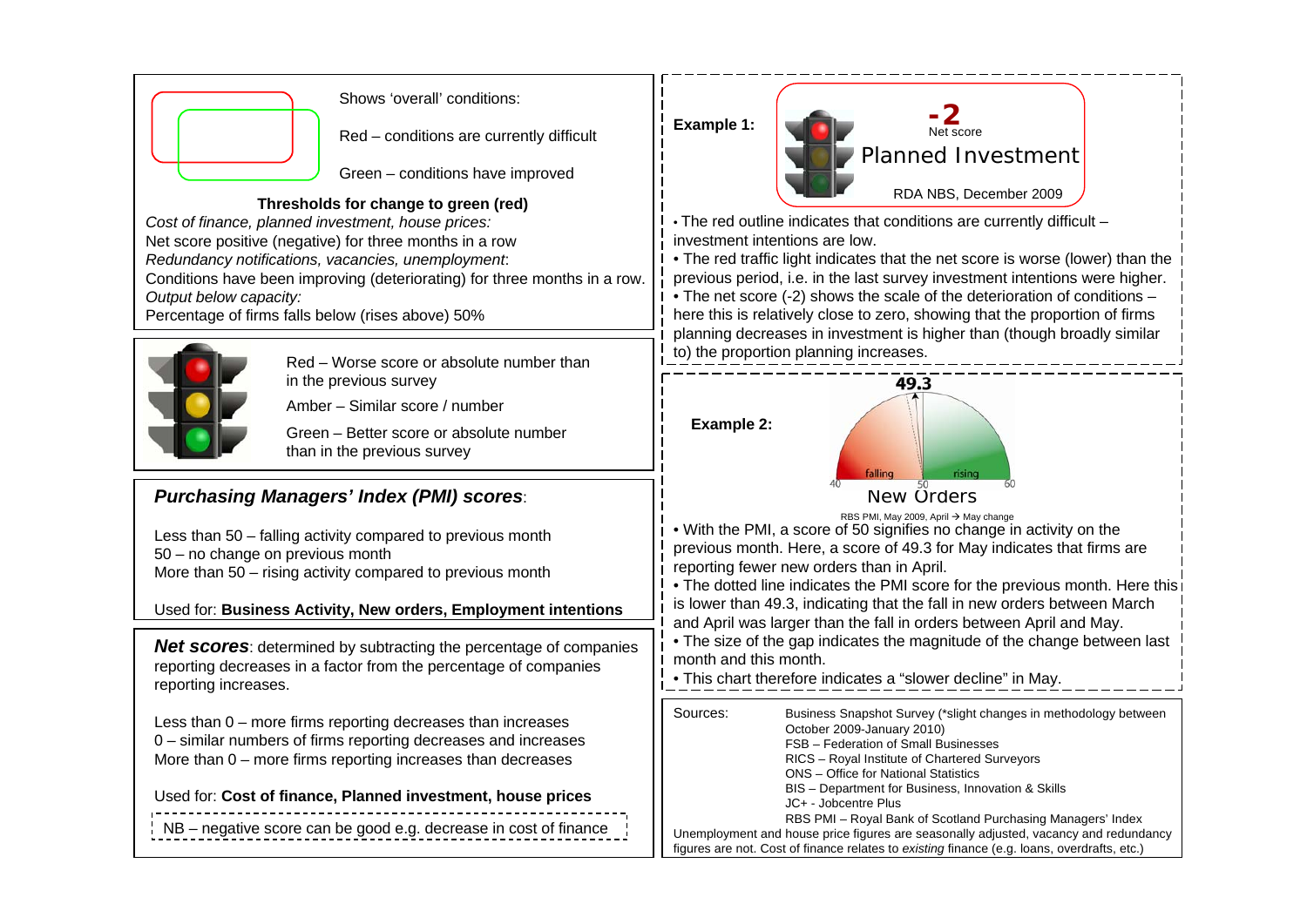Shows 'overall' conditions:

Red – conditions are currently difficult

Green – conditions have improved

**Thresholds for change to green (red)**

*Cost of finance, planned investment, house prices:*
Net score positive (negative) for three months in a row
*Redundancy notifications, vacancies, unemployment*:
Conditions have been improving (deteriorating) for three months in a row.
*Output below capacity:*
Percentage of firms falls below (rises above) 50%

Red – Worse score or absolute number than in the previous survey

Amber – Similar score / number

Green – Better score or absolute number than in the previous survey

***Purchasing Managers' Index (PMI) scores***:

Less than 50 – falling activity compared to previous month
50 – no change on previous month
More than 50 – rising activity compared to previous month

Used for: **Business Activity, New orders, Employment intentions**

***Net scores***: determined by subtracting the percentage of companies reporting decreases in a factor from the percentage of companies reporting increases.

Less than 0 – more firms reporting decreases than increases
0 – similar numbers of firms reporting decreases and increases
More than 0 – more firms reporting increases than decreases

Used for: **Cost of finance, Planned investment, house prices**

NB – negative score can be good e.g. decrease in cost of finance

**Example 1:**

-2
Net score
Planned Investment
RDA NBS, December 2009

- The red outline indicates that conditions are currently difficult – investment intentions are low.
- The red traffic light indicates that the net score is worse (lower) than the previous period, i.e. in the last survey investment intentions were higher.
- The net score (-2) shows the scale of the deterioration of conditions – here this is relatively close to zero, showing that the proportion of firms planning decreases in investment is higher than (though broadly similar to) the proportion planning increases.

**Example 2:**

49.3
falling
rising
40
50
60
New Orders
RBS PMI, May 2009, April → May change

- With the PMI, a score of 50 signifies no change in activity on the previous month. Here, a score of 49.3 for May indicates that firms are reporting fewer new orders than in April.
- The dotted line indicates the PMI score for the previous month. Here this is lower than 49.3, indicating that the fall in new orders between March and April was larger than the fall in orders between April and May.
- The size of the gap indicates the magnitude of the change between last month and this month.
- This chart therefore indicates a "slower decline" in May.

Sources:
Business Snapshot Survey (*slight changes in methodology between October 2009-January 2010)
FSB – Federation of Small Businesses
RICS – Royal Institute of Chartered Surveyors
ONS – Office for National Statistics
BIS – Department for Business, Innovation & Skills
JC+ - Jobcentre Plus
RBS PMI – Royal Bank of Scotland Purchasing Managers' Index

Unemployment and house price figures are seasonally adjusted, vacancy and redundancy figures are not. Cost of finance relates to *existing* finance (e.g. loans, overdrafts, etc.)